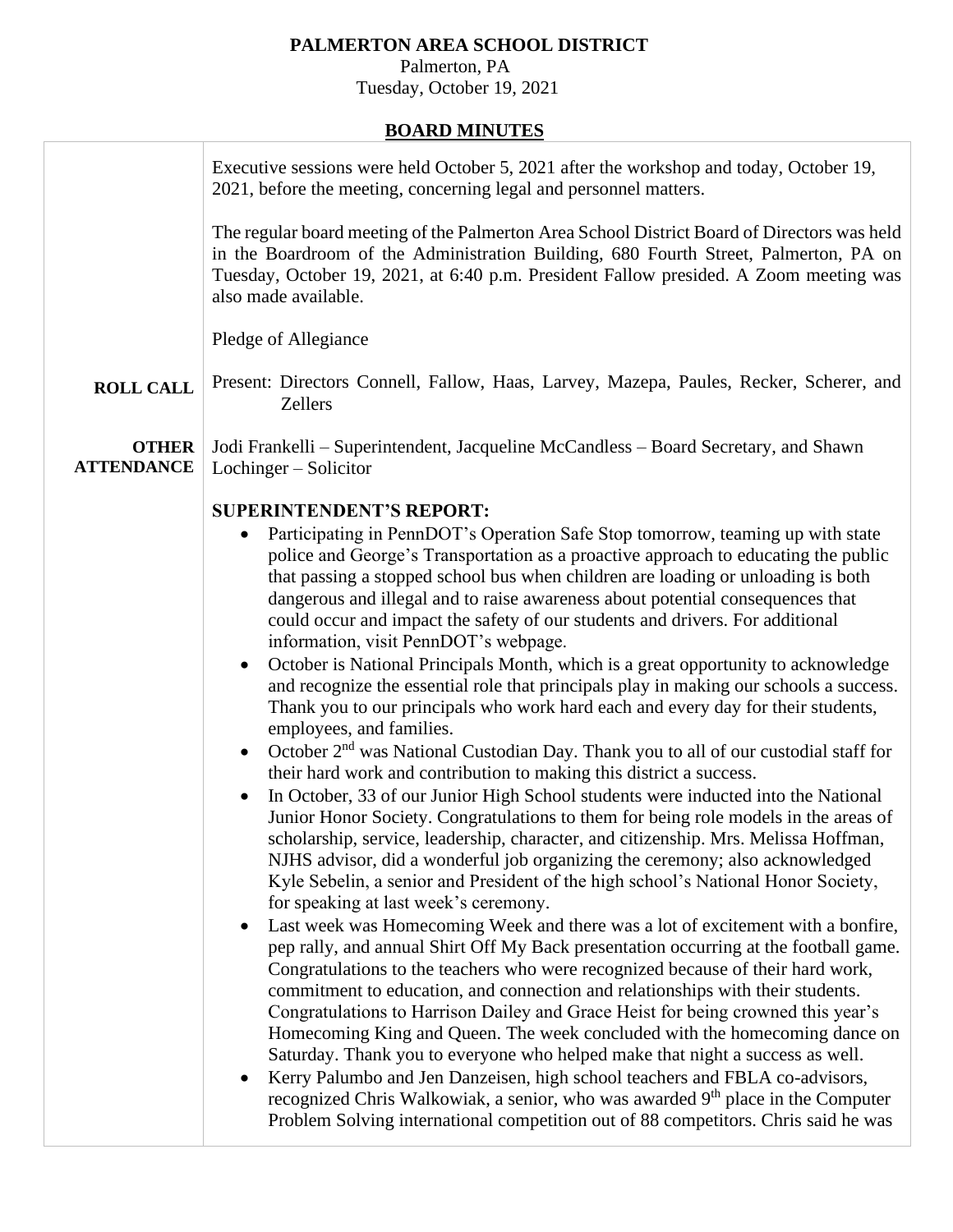# PALMERTON AREA SCHOOL DISTRICT

Palmerton, PA
Tuesday, October 19, 2021

## BOARD MINUTES

Executive sessions were held October 5, 2021 after the workshop and today, October 19, 2021, before the meeting, concerning legal and personnel matters.

The regular board meeting of the Palmerton Area School District Board of Directors was held in the Boardroom of the Administration Building, 680 Fourth Street, Palmerton, PA on Tuesday, October 19, 2021, at 6:40 p.m. President Fallow presided. A Zoom meeting was also made available.

Pledge of Allegiance

**ROLL CALL**

Present: Directors Connell, Fallow, Haas, Larvey, Mazepa, Paules, Recker, Scherer, and Zellers

**OTHER ATTENDANCE**

Jodi Frankelli – Superintendent, Jacqueline McCandless – Board Secretary, and Shawn Lochinger – Solicitor

**SUPERINTENDENT'S REPORT:**

- Participating in PennDOT's Operation Safe Stop tomorrow, teaming up with state police and George's Transportation as a proactive approach to educating the public that passing a stopped school bus when children are loading or unloading is both dangerous and illegal and to raise awareness about potential consequences that could occur and impact the safety of our students and drivers. For additional information, visit PennDOT's webpage.
- October is National Principals Month, which is a great opportunity to acknowledge and recognize the essential role that principals play in making our schools a success. Thank you to our principals who work hard each and every day for their students, employees, and families.
- October 2nd was National Custodian Day. Thank you to all of our custodial staff for their hard work and contribution to making this district a success.
- In October, 33 of our Junior High School students were inducted into the National Junior Honor Society. Congratulations to them for being role models in the areas of scholarship, service, leadership, character, and citizenship. Mrs. Melissa Hoffman, NJHS advisor, did a wonderful job organizing the ceremony; also acknowledged Kyle Sebelin, a senior and President of the high school's National Honor Society, for speaking at last week's ceremony.
- Last week was Homecoming Week and there was a lot of excitement with a bonfire, pep rally, and annual Shirt Off My Back presentation occurring at the football game. Congratulations to the teachers who were recognized because of their hard work, commitment to education, and connection and relationships with their students. Congratulations to Harrison Dailey and Grace Heist for being crowned this year's Homecoming King and Queen. The week concluded with the homecoming dance on Saturday. Thank you to everyone who helped make that night a success as well.
- Kerry Palumbo and Jen Danzeisen, high school teachers and FBLA co-advisors, recognized Chris Walkowiak, a senior, who was awarded 9th place in the Computer Problem Solving international competition out of 88 competitors. Chris said he was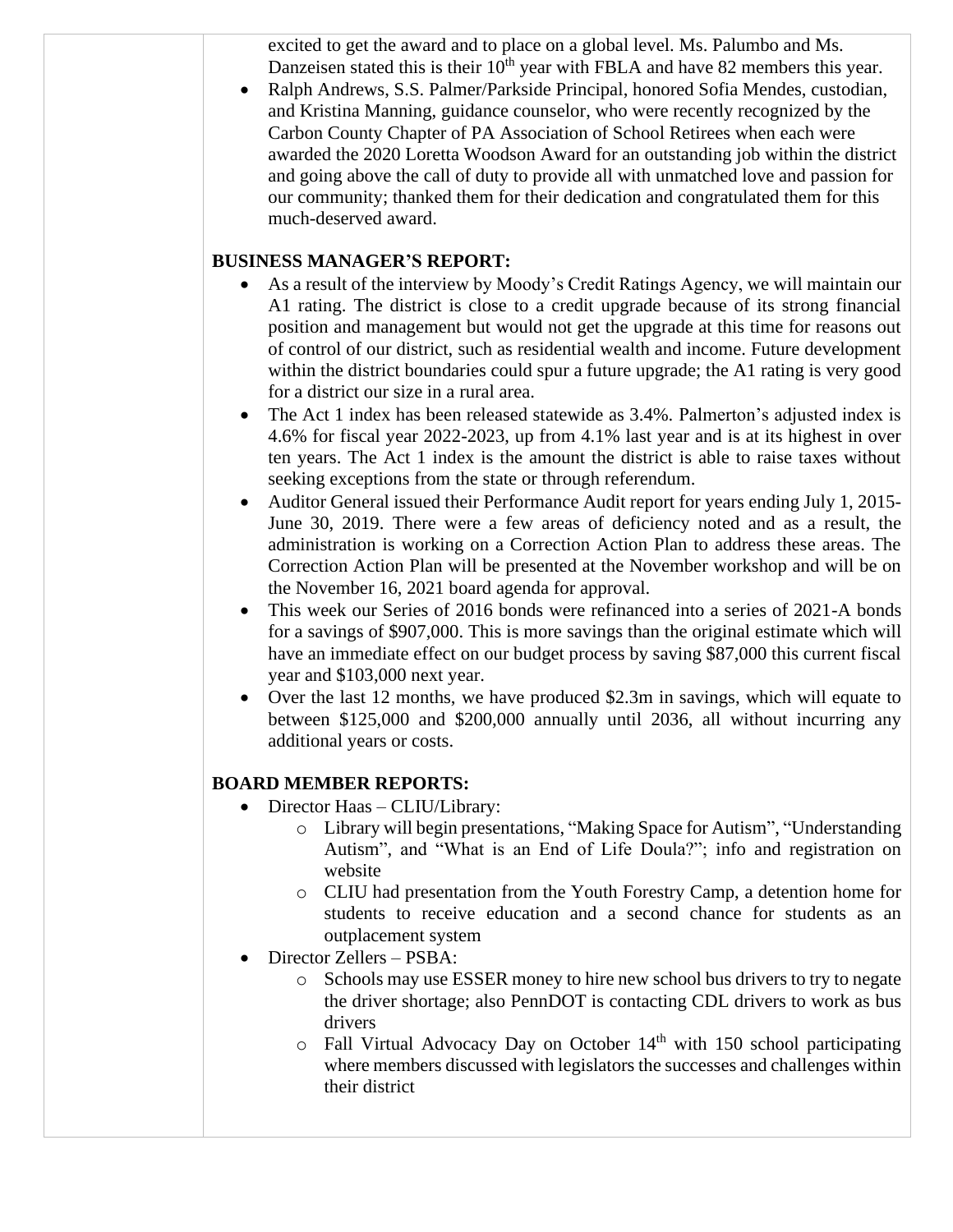excited to get the award and to place on a global level. Ms. Palumbo and Ms. Danzeisen stated this is their 10th year with FBLA and have 82 members this year.

- Ralph Andrews, S.S. Palmer/Parkside Principal, honored Sofia Mendes, custodian, and Kristina Manning, guidance counselor, who were recently recognized by the Carbon County Chapter of PA Association of School Retirees when each were awarded the 2020 Loretta Woodson Award for an outstanding job within the district and going above the call of duty to provide all with unmatched love and passion for our community; thanked them for their dedication and congratulated them for this much-deserved award.

**BUSINESS MANAGER'S REPORT:**

- As a result of the interview by Moody's Credit Ratings Agency, we will maintain our A1 rating. The district is close to a credit upgrade because of its strong financial position and management but would not get the upgrade at this time for reasons out of control of our district, such as residential wealth and income. Future development within the district boundaries could spur a future upgrade; the A1 rating is very good for a district our size in a rural area.
- The Act 1 index has been released statewide as 3.4%. Palmerton's adjusted index is 4.6% for fiscal year 2022-2023, up from 4.1% last year and is at its highest in over ten years. The Act 1 index is the amount the district is able to raise taxes without seeking exceptions from the state or through referendum.
- Auditor General issued their Performance Audit report for years ending July 1, 2015-June 30, 2019. There were a few areas of deficiency noted and as a result, the administration is working on a Correction Action Plan to address these areas. The Correction Action Plan will be presented at the November workshop and will be on the November 16, 2021 board agenda for approval.
- This week our Series of 2016 bonds were refinanced into a series of 2021-A bonds for a savings of $907,000. This is more savings than the original estimate which will have an immediate effect on our budget process by saving $87,000 this current fiscal year and $103,000 next year.
- Over the last 12 months, we have produced $2.3m in savings, which will equate to between $125,000 and $200,000 annually until 2036, all without incurring any additional years or costs.

**BOARD MEMBER REPORTS:**

- Director Haas – CLIU/Library:
  - Library will begin presentations, "Making Space for Autism", "Understanding Autism", and "What is an End of Life Doula?"; info and registration on website
  - CLIU had presentation from the Youth Forestry Camp, a detention home for students to receive education and a second chance for students as an outplacement system
- Director Zellers – PSBA:
  - Schools may use ESSER money to hire new school bus drivers to try to negate the driver shortage; also PennDOT is contacting CDL drivers to work as bus drivers
  - Fall Virtual Advocacy Day on October 14th with 150 school participating where members discussed with legislators the successes and challenges within their district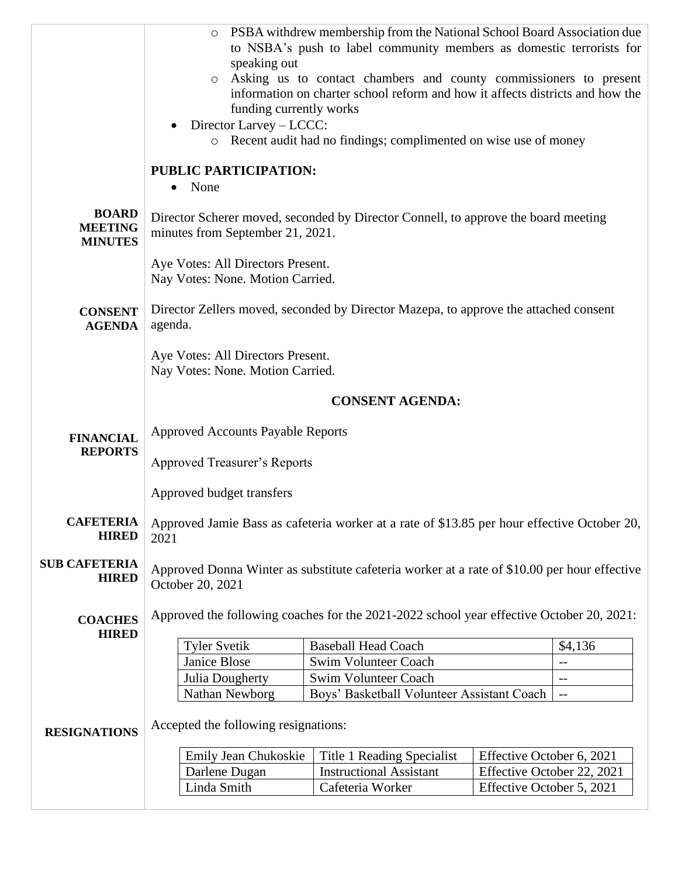- PSBA withdrew membership from the National School Board Association due to NSBA's push to label community members as domestic terrorists for speaking out
  - Asking us to contact chambers and county commissioners to present information on charter school reform and how it affects districts and how the funding currently works
- Director Larvey – LCCC:
  - Recent audit had no findings; complimented on wise use of money

**PUBLIC PARTICIPATION:**

- None

**BOARD MEETING MINUTES**

Director Scherer moved, seconded by Director Connell, to approve the board meeting minutes from September 21, 2021.

Aye Votes: All Directors Present.
Nay Votes: None. Motion Carried.

**CONSENT AGENDA**

Director Zellers moved, seconded by Director Mazepa, to approve the attached consent agenda.

Aye Votes: All Directors Present.
Nay Votes: None. Motion Carried.

**CONSENT AGENDA:**

**FINANCIAL REPORTS**

Approved Accounts Payable Reports

Approved Treasurer's Reports

Approved budget transfers

**CAFETERIA HIRED**

Approved Jamie Bass as cafeteria worker at a rate of $13.85 per hour effective October 20, 2021

**SUB CAFETERIA HIRED**

Approved Donna Winter as substitute cafeteria worker at a rate of $10.00 per hour effective October 20, 2021

**COACHES HIRED**

Approved the following coaches for the 2021-2022 school year effective October 20, 2021:

| | | |
|---|---|---|
| Tyler Svetik | Baseball Head Coach | $4,136 |
| Janice Blose | Swim Volunteer Coach | -- |
| Julia Dougherty | Swim Volunteer Coach | -- |
| Nathan Newborg | Boys' Basketball Volunteer Assistant Coach | -- |

**RESIGNATIONS**

Accepted the following resignations:

| | | |
|---|---|---|
| Emily Jean Chukoskie | Title 1 Reading Specialist | Effective October 6, 2021 |
| Darlene Dugan | Instructional Assistant | Effective October 22, 2021 |
| Linda Smith | Cafeteria Worker | Effective October 5, 2021 |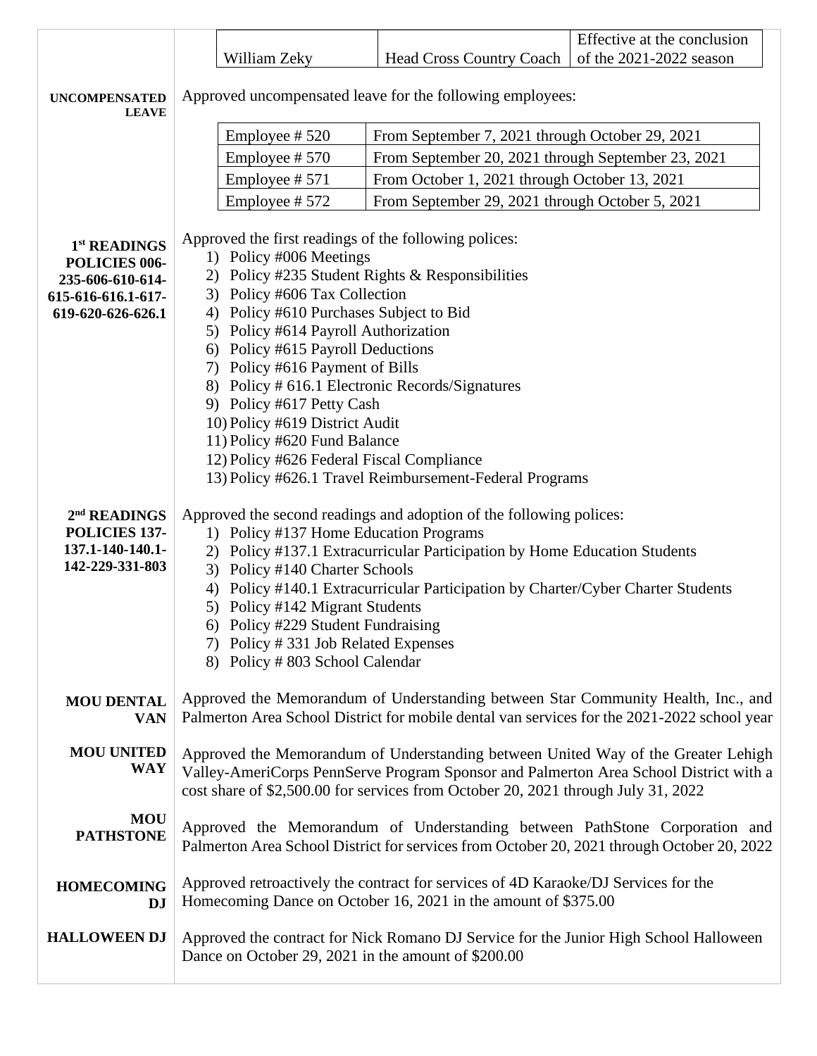| William Zeky | Head Cross Country Coach | Effective at the conclusion of the 2021-2022 season |
|---|---|---|

**UNCOMPENSATED LEAVE**

Approved uncompensated leave for the following employees:

| Employee # 520 | From September 7, 2021 through October 29, 2021 |
|---|---|
| Employee # 570 | From September 20, 2021 through September 23, 2021 |
| Employee # 571 | From October 1, 2021 through October 13, 2021 |
| Employee # 572 | From September 29, 2021 through October 5, 2021 |

**1st READINGS POLICIES 006-235-606-610-614-615-616-616.1-617-619-620-626-626.1**

Approved the first readings of the following polices:

1) Policy #006 Meetings
2) Policy #235 Student Rights & Responsibilities
3) Policy #606 Tax Collection
4) Policy #610 Purchases Subject to Bid
5) Policy #614 Payroll Authorization
6) Policy #615 Payroll Deductions
7) Policy #616 Payment of Bills
8) Policy # 616.1 Electronic Records/Signatures
9) Policy #617 Petty Cash
10) Policy #619 District Audit
11) Policy #620 Fund Balance
12) Policy #626 Federal Fiscal Compliance
13) Policy #626.1 Travel Reimbursement-Federal Programs

**2nd READINGS POLICIES 137-137.1-140-140.1-142-229-331-803**

Approved the second readings and adoption of the following polices:

1) Policy #137 Home Education Programs
2) Policy #137.1 Extracurricular Participation by Home Education Students
3) Policy #140 Charter Schools
4) Policy #140.1 Extracurricular Participation by Charter/Cyber Charter Students
5) Policy #142 Migrant Students
6) Policy #229 Student Fundraising
7) Policy # 331 Job Related Expenses
8) Policy # 803 School Calendar

**MOU DENTAL VAN**

Approved the Memorandum of Understanding between Star Community Health, Inc., and Palmerton Area School District for mobile dental van services for the 2021-2022 school year

**MOU UNITED WAY**

Approved the Memorandum of Understanding between United Way of the Greater Lehigh Valley-AmeriCorps PennServe Program Sponsor and Palmerton Area School District with a cost share of $2,500.00 for services from October 20, 2021 through July 31, 2022

**MOU PATHSTONE**

Approved the Memorandum of Understanding between PathStone Corporation and Palmerton Area School District for services from October 20, 2021 through October 20, 2022

**HOMECOMING DJ**

Approved retroactively the contract for services of 4D Karaoke/DJ Services for the Homecoming Dance on October 16, 2021 in the amount of $375.00

**HALLOWEEN DJ**

Approved the contract for Nick Romano DJ Service for the Junior High School Halloween Dance on October 29, 2021 in the amount of $200.00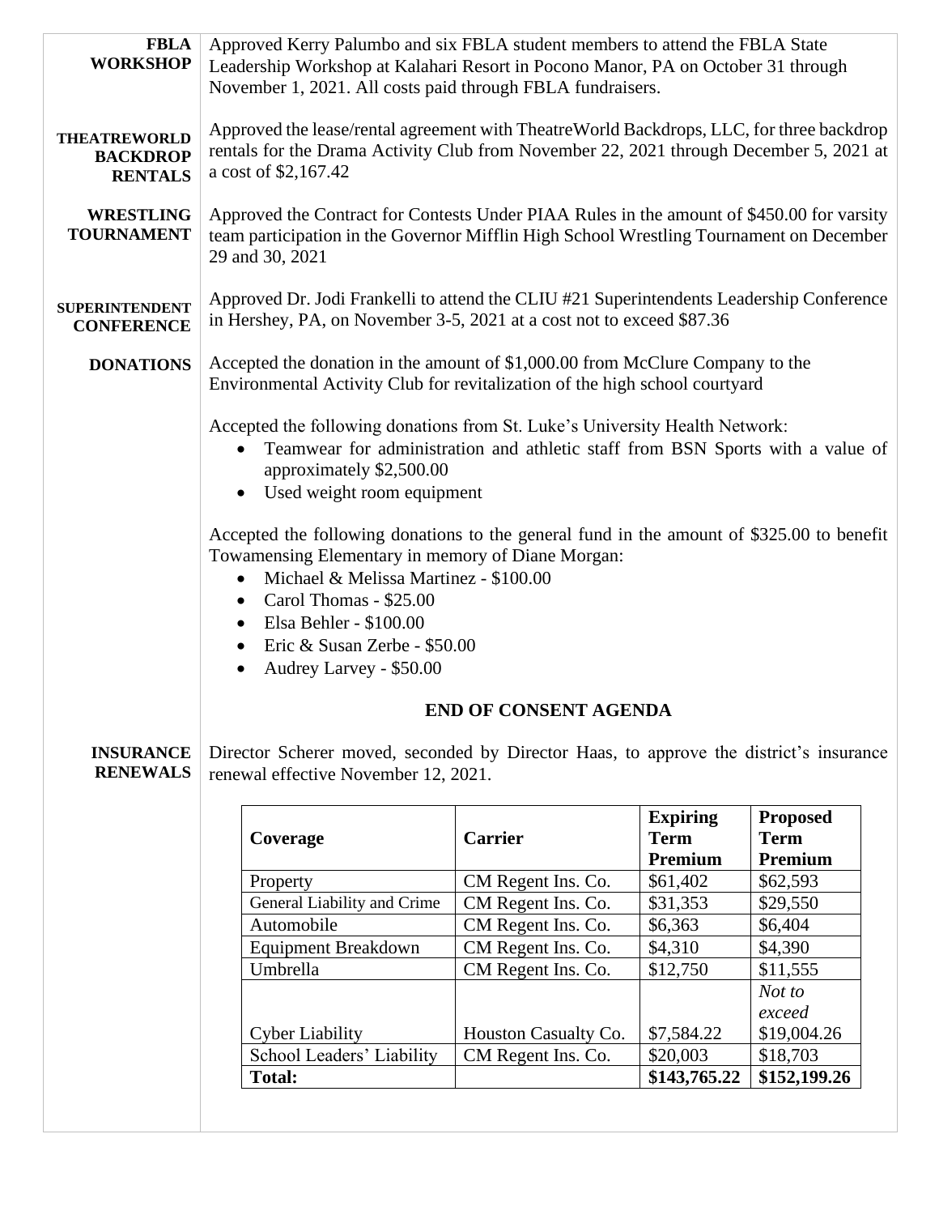**FBLA WORKSHOP**

Approved Kerry Palumbo and six FBLA student members to attend the FBLA State Leadership Workshop at Kalahari Resort in Pocono Manor, PA on October 31 through November 1, 2021. All costs paid through FBLA fundraisers.

**THEATREWORLD BACKDROP RENTALS**

Approved the lease/rental agreement with TheatreWorld Backdrops, LLC, for three backdrop rentals for the Drama Activity Club from November 22, 2021 through December 5, 2021 at a cost of $2,167.42

**WRESTLING TOURNAMENT**

Approved the Contract for Contests Under PIAA Rules in the amount of $450.00 for varsity team participation in the Governor Mifflin High School Wrestling Tournament on December 29 and 30, 2021

**SUPERINTENDENT CONFERENCE**

Approved Dr. Jodi Frankelli to attend the CLIU #21 Superintendents Leadership Conference in Hershey, PA, on November 3-5, 2021 at a cost not to exceed $87.36

**DONATIONS**

Accepted the donation in the amount of $1,000.00 from McClure Company to the Environmental Activity Club for revitalization of the high school courtyard

Accepted the following donations from St. Luke's University Health Network:

- Teamwear for administration and athletic staff from BSN Sports with a value of approximately $2,500.00
- Used weight room equipment

Accepted the following donations to the general fund in the amount of $325.00 to benefit Towamensing Elementary in memory of Diane Morgan:

- Michael & Melissa Martinez - $100.00
- Carol Thomas - $25.00
- Elsa Behler - $100.00
- Eric & Susan Zerbe - $50.00
- Audrey Larvey - $50.00

**END OF CONSENT AGENDA**

**INSURANCE RENEWALS**

Director Scherer moved, seconded by Director Haas, to approve the district's insurance renewal effective November 12, 2021.

| Coverage | Carrier | Expiring Term Premium | Proposed Term Premium |
|---|---|---|---|
| Property | CM Regent Ins. Co. | $61,402 | $62,593 |
| General Liability and Crime | CM Regent Ins. Co. | $31,353 | $29,550 |
| Automobile | CM Regent Ins. Co. | $6,363 | $6,404 |
| Equipment Breakdown | CM Regent Ins. Co. | $4,310 | $4,390 |
| Umbrella | CM Regent Ins. Co. | $12,750 | $11,555 |
| Cyber Liability | Houston Casualty Co. | $7,584.22 | *Not to exceed* $19,004.26 |
| School Leaders' Liability | CM Regent Ins. Co. | $20,003 | $18,703 |
| **Total:** | | **$143,765.22** | **$152,199.26** |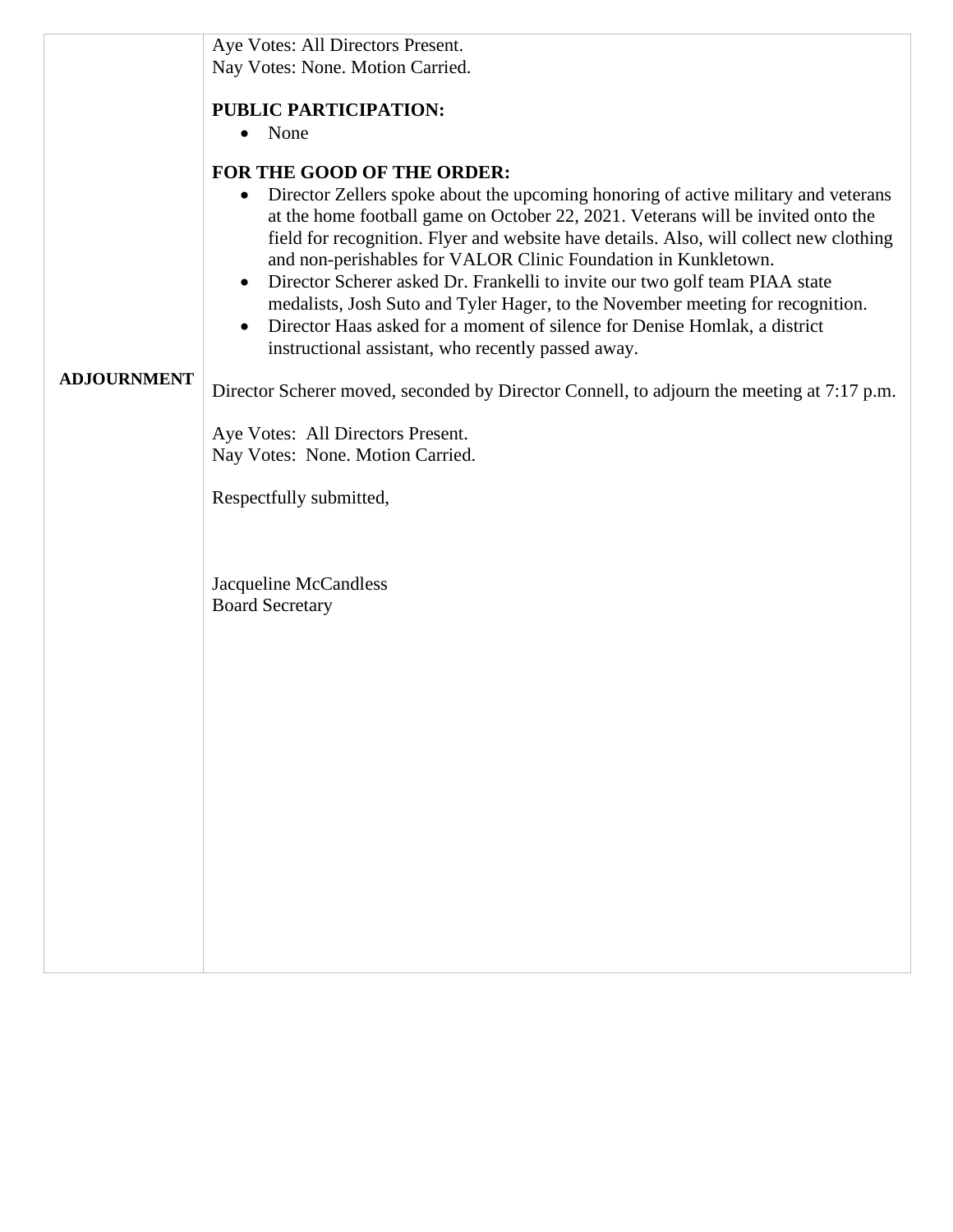Aye Votes: All Directors Present.
Nay Votes: None. Motion Carried.

**PUBLIC PARTICIPATION:**

- None

**FOR THE GOOD OF THE ORDER:**

- Director Zellers spoke about the upcoming honoring of active military and veterans at the home football game on October 22, 2021. Veterans will be invited onto the field for recognition. Flyer and website have details. Also, will collect new clothing and non-perishables for VALOR Clinic Foundation in Kunkletown.
- Director Scherer asked Dr. Frankelli to invite our two golf team PIAA state medalists, Josh Suto and Tyler Hager, to the November meeting for recognition.
- Director Haas asked for a moment of silence for Denise Homlak, a district instructional assistant, who recently passed away.

**ADJOURNMENT**

Director Scherer moved, seconded by Director Connell, to adjourn the meeting at 7:17 p.m.

Aye Votes: All Directors Present.
Nay Votes: None. Motion Carried.

Respectfully submitted,

Jacqueline McCandless
Board Secretary